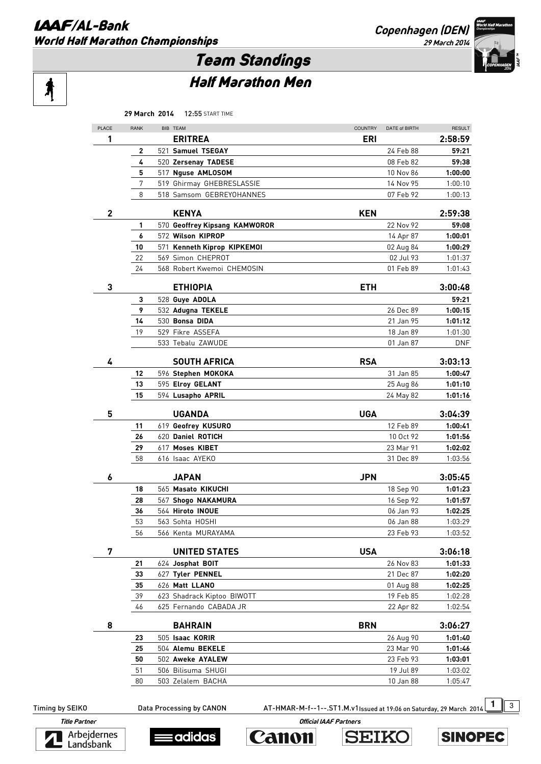# IAAF/AL-Bank World Half Marathon Championships

Copenhagen (DEN)
29 March 2014

## Team Standings

### Half Marathon Men

**29 March 2014** 12:55 START TIME

| PLACE | RANK | BIB | TEAM | COUNTRY | DATE of BIRTH | RESULT |
|---|---|---|---|---|---|---|
| **1** | | | **ERITREA** | **ERI** | | **2:58:59** |
| | **2** | 521 | **Samuel TSEGAY** | | 24 Feb 88 | **59:21** |
| | **4** | 520 | **Zersenay TADESE** | | 08 Feb 82 | **59:38** |
| | **5** | 517 | **Nguse AMLOSOM** | | 10 Nov 86 | **1:00:00** |
| | 7 | 519 | Ghirmay GHEBRESLASSIE | | 14 Nov 95 | 1:00:10 |
| | 8 | 518 | Samsom GEBREYOHANNES | | 07 Feb 92 | 1:00:13 |
| **2** | | | **KENYA** | **KEN** | | **2:59:38** |
| | **1** | 570 | **Geoffrey Kipsang KAMWOROR** | | 22 Nov 92 | **59:08** |
| | **6** | 572 | **Wilson KIPROP** | | 14 Apr 87 | **1:00:01** |
| | **10** | 571 | **Kenneth Kiprop KIPKEMOI** | | 02 Aug 84 | **1:00:29** |
| | 22 | 569 | Simon CHEPROT | | 02 Jul 93 | 1:01:37 |
| | 24 | 568 | Robert Kwemoi CHEMOSIN | | 01 Feb 89 | 1:01:43 |
| **3** | | | **ETHIOPIA** | **ETH** | | **3:00:48** |
| | **3** | 528 | **Guye ADOLA** | | | **59:21** |
| | **9** | 532 | **Adugna TEKELE** | | 26 Dec 89 | **1:00:15** |
| | **14** | 530 | **Bonsa DIDA** | | 21 Jan 95 | **1:01:12** |
| | 19 | 529 | Fikre ASSEFA | | 18 Jan 89 | 1:01:30 |
| | | 533 | Tebalu ZAWUDE | | 01 Jan 87 | DNF |
| **4** | | | **SOUTH AFRICA** | **RSA** | | **3:03:13** |
| | **12** | 596 | **Stephen MOKOKA** | | 31 Jan 85 | **1:00:47** |
| | **13** | 595 | **Elroy GELANT** | | 25 Aug 86 | **1:01:10** |
| | **15** | 594 | **Lusapho APRIL** | | 24 May 82 | **1:01:16** |
| **5** | | | **UGANDA** | **UGA** | | **3:04:39** |
| | **11** | 619 | **Geofrey KUSURO** | | 12 Feb 89 | **1:00:41** |
| | **26** | 620 | **Daniel ROTICH** | | 10 Oct 92 | **1:01:56** |
| | **29** | 617 | **Moses KIBET** | | 23 Mar 91 | **1:02:02** |
| | 58 | 616 | Isaac AYEKO | | 31 Dec 89 | 1:03:56 |
| **6** | | | **JAPAN** | **JPN** | | **3:05:45** |
| | **18** | 565 | **Masato KIKUCHI** | | 18 Sep 90 | **1:01:23** |
| | **28** | 567 | **Shogo NAKAMURA** | | 16 Sep 92 | **1:01:57** |
| | **36** | 564 | **Hiroto INOUE** | | 06 Jan 93 | **1:02:25** |
| | 53 | 563 | Sohta HOSHI | | 06 Jan 88 | 1:03:29 |
| | 56 | 566 | Kenta MURAYAMA | | 23 Feb 93 | 1:03:52 |
| **7** | | | **UNITED STATES** | **USA** | | **3:06:18** |
| | **21** | 624 | **Josphat BOIT** | | 26 Nov 83 | **1:01:33** |
| | **33** | 627 | **Tyler PENNEL** | | 21 Dec 87 | **1:02:20** |
| | **35** | 626 | **Matt LLANO** | | 01 Aug 88 | **1:02:25** |
| | 39 | 623 | Shadrack Kiptoo BIWOTT | | 19 Feb 85 | 1:02:28 |
| | 46 | 625 | Fernando CABADA JR | | 22 Apr 82 | 1:02:54 |
| **8** | | | **BAHRAIN** | **BRN** | | **3:06:27** |
| | **23** | 505 | **Isaac KORIR** | | 26 Aug 90 | **1:01:40** |
| | **25** | 504 | **Alemu BEKELE** | | 23 Mar 90 | **1:01:46** |
| | **50** | 502 | **Aweke AYALEW** | | 23 Feb 93 | **1:03:01** |
| | 51 | 506 | Bilisuma SHUGI | | 19 Jul 89 | 1:03:02 |
| | 80 | 503 | Zelalem BACHA | | 10 Jan 88 | 1:05:47 |

Timing by SEIKO Data Processing by CANON AT-HMAR-M-f--1--.ST1.M.v1 Issued at 19:06 on Saturday, 29 March 2014

Title Partner: Arbejdernes Landsbank
Official IAAF Partners: adidas, Canon, SEIKO, SINOPEC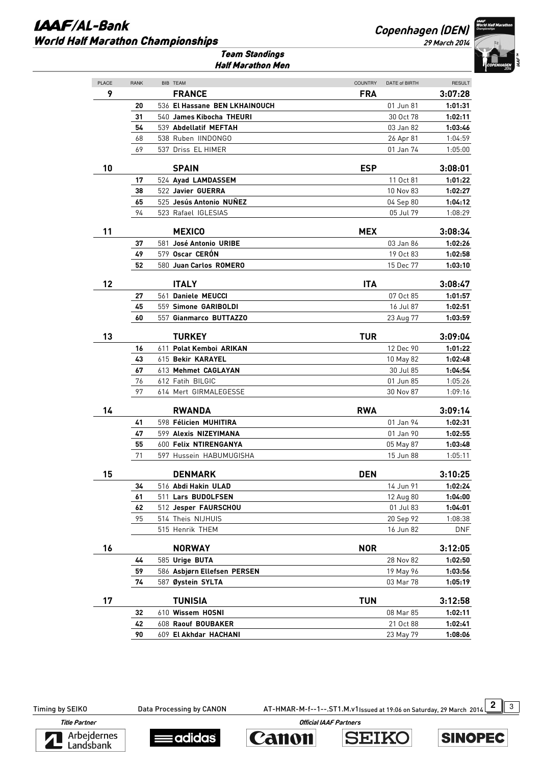# IAAF/AL-Bank World Half Marathon Championships

Copenhagen (DEN)

29 March 2014

## Team Standings

### Half Marathon Men

| PLACE | RANK | BIB | TEAM | COUNTRY | DATE of BIRTH | RESULT |
|---|---|---|---|---|---|---|
| **9** | | | **FRANCE** | **FRA** | | **3:07:28** |
| | **20** | 536 | **El Hassane BEN LKHAINOUCH** | | 01 Jun 81 | **1:01:31** |
| | **31** | 540 | **James Kibocha THEURI** | | 30 Oct 78 | **1:02:11** |
| | **54** | 539 | **Abdellatif MEFTAH** | | 03 Jan 82 | **1:03:46** |
| | 68 | 538 | Ruben IINDONGO | | 26 Apr 81 | 1:04:59 |
| | 69 | 537 | Driss EL HIMER | | 01 Jan 74 | 1:05:00 |
| **10** | | | **SPAIN** | **ESP** | | **3:08:01** |
| | **17** | 524 | **Ayad LAMDASSEM** | | 11 Oct 81 | **1:01:22** |
| | **38** | 522 | **Javier GUERRA** | | 10 Nov 83 | **1:02:27** |
| | **65** | 525 | **Jesús Antonio NUÑEZ** | | 04 Sep 80 | **1:04:12** |
| | 94 | 523 | Rafael IGLESIAS | | 05 Jul 79 | 1:08:29 |
| **11** | | | **MEXICO** | **MEX** | | **3:08:34** |
| | **37** | 581 | **José Antonio URIBE** | | 03 Jan 86 | **1:02:26** |
| | **49** | 579 | **Oscar CERÓN** | | 19 Oct 83 | **1:02:58** |
| | **52** | 580 | **Juan Carlos ROMERO** | | 15 Dec 77 | **1:03:10** |
| **12** | | | **ITALY** | **ITA** | | **3:08:47** |
| | **27** | 561 | **Daniele MEUCCI** | | 07 Oct 85 | **1:01:57** |
| | **45** | 559 | **Simone GARIBOLDI** | | 16 Jul 87 | **1:02:51** |
| | **60** | 557 | **Gianmarco BUTTAZZO** | | 23 Aug 77 | **1:03:59** |
| **13** | | | **TURKEY** | **TUR** | | **3:09:04** |
| | **16** | 611 | **Polat Kemboi ARIKAN** | | 12 Dec 90 | **1:01:22** |
| | **43** | 615 | **Bekir KARAYEL** | | 10 May 82 | **1:02:48** |
| | **67** | 613 | **Mehmet CAGLAYAN** | | 30 Jul 85 | **1:04:54** |
| | 76 | 612 | Fatih BILGIC | | 01 Jun 85 | 1:05:26 |
| | 97 | 614 | Mert GIRMALEGESSE | | 30 Nov 87 | 1:09:16 |
| **14** | | | **RWANDA** | **RWA** | | **3:09:14** |
| | **41** | 598 | **Félicien MUHITIRA** | | 01 Jan 94 | **1:02:31** |
| | **47** | 599 | **Alexis NIZEYIMANA** | | 01 Jan 90 | **1:02:55** |
| | **55** | 600 | **Felix NTIRENGANYA** | | 05 May 87 | **1:03:48** |
| | 71 | 597 | Hussein HABUMUGISHA | | 15 Jun 88 | 1:05:11 |
| **15** | | | **DENMARK** | **DEN** | | **3:10:25** |
| | **34** | 516 | **Abdi Hakin ULAD** | | 14 Jun 91 | **1:02:24** |
| | **61** | 511 | **Lars BUDOLFSEN** | | 12 Aug 80 | **1:04:00** |
| | **62** | 512 | **Jesper FAURSCHOU** | | 01 Jul 83 | **1:04:01** |
| | 95 | 514 | Theis NIJHUIS | | 20 Sep 92 | 1:08:38 |
| | | 515 | Henrik THEM | | 16 Jun 82 | DNF |
| **16** | | | **NORWAY** | **NOR** | | **3:12:05** |
| | **44** | 585 | **Urige BUTA** | | 28 Nov 82 | **1:02:50** |
| | **59** | 586 | **Asbjørn Ellefsen PERSEN** | | 19 May 96 | **1:03:56** |
| | **74** | 587 | **Øystein SYLTA** | | 03 Mar 78 | **1:05:19** |
| **17** | | | **TUNISIA** | **TUN** | | **3:12:58** |
| | **32** | 610 | **Wissem HOSNI** | | 08 Mar 85 | **1:02:11** |
| | **42** | 608 | **Raouf BOUBAKER** | | 21 Oct 88 | **1:02:41** |
| | **90** | 609 | **El Akhdar HACHANI** | | 23 May 79 | **1:08:06** |

Timing by SEIKO    Data Processing by CANON    AT-HMAR-M-f--1--.ST1.M.v1 Issued at 19:06 on Saturday, 29 March 2014

*Title Partner* Arbejdernes Landsbank    *Official IAAF Partners* adidas, Canon, SEIKO, SINOPEC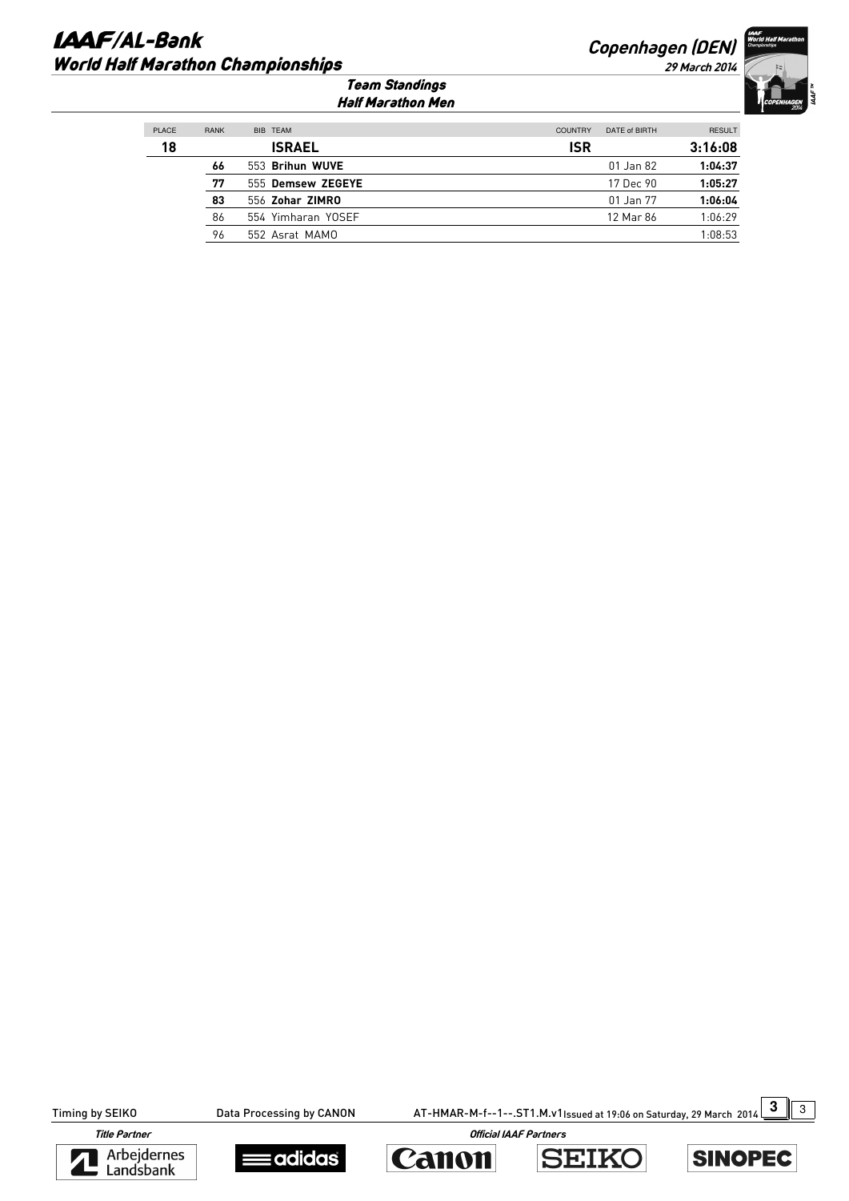# IAAF/AL-Bank World Half Marathon Championships

Copenhagen (DEN)
29 March 2014

## Team Standings
### Half Marathon Men

| PLACE | RANK | BIB | TEAM | COUNTRY | DATE of BIRTH | RESULT |
|---|---|---|---|---|---|---|
| **18** | | | **ISRAEL** | **ISR** | | **3:16:08** |
| | **66** | 553 | **Brihun WUVE** | | 01 Jan 82 | **1:04:37** |
| | **77** | 555 | **Demsew ZEGEYE** | | 17 Dec 90 | **1:05:27** |
| | **83** | 556 | **Zohar ZIMRO** | | 01 Jan 77 | **1:06:04** |
| | 86 | 554 | Yimharan YOSEF | | 12 Mar 86 | 1:06:29 |
| | 96 | 552 | Asrat MAMO | | | 1:08:53 |

Timing by SEIKO — Data Processing by CANON — AT-HMAR-M-f--1--.ST1.M.v1 Issued at 19:06 on Saturday, 29 March 2014

Title Partner: Arbejdernes Landsbank

Official IAAF Partners: adidas, Canon, SEIKO, SINOPEC